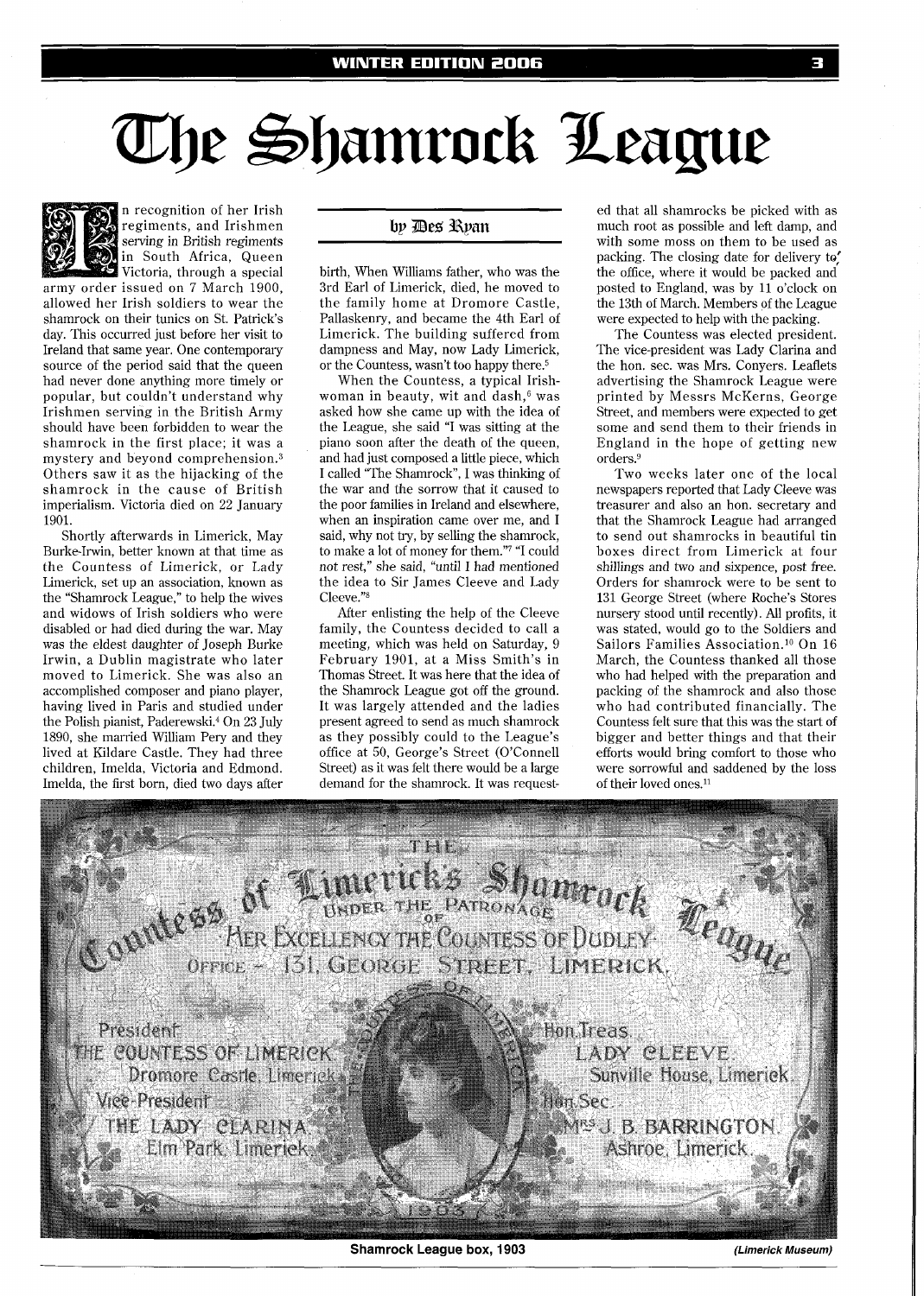# The Shamrock League

### by Des Ryan

In recognition of her Irish regiments, and Irishmen serving in British regiments in South Africa, Queen Victoria, through a special army order issued on 7 March 1900, allowed her Irish soldiers to wear the shamrock on their tunics on St. Patrick's day. This occurred just before her visit to Ireland that same year. One contemporary source of the period said that the queen had never done anything more timely or popular, but couldn't understand why Irishmen serving in the British Army should have been forbidden to wear the shamrock in the first place; it was a mystery and beyond comprehension.[3] Others saw it as the hijacking of the shamrock in the cause of British imperialism. Victoria died on 22 January 1901.

Shortly afterwards in Limerick, May Burke-Irwin, better known at that time as the Countess of Limerick, or Lady Limerick, set up an association, known as the "Shamrock League," to help the wives and widows of Irish soldiers who were disabled or had died during the war. May was the eldest daughter of Joseph Burke Irwin, a Dublin magistrate who later moved to Limerick. She was also an accomplished composer and piano player, having lived in Paris and studied under the Polish pianist, Paderewski.[4] On 23 July 1890, she married William Pery and they lived at Kildare Castle. They had three children, Imelda, Victoria and Edmond. Imelda, the first born, died two days after birth, When Williams father, who was the 3rd Earl of Limerick, died, he moved to the family home at Dromore Castle, Pallaskenry, and became the 4th Earl of Limerick. The building suffered from dampness and May, now Lady Limerick, or the Countess, wasn't too happy there.[5]

When the Countess, a typical Irishwoman in beauty, wit and dash,[6] was asked how she came up with the idea of the League, she said "I was sitting at the piano soon after the death of the queen, and had just composed a little piece, which I called "The Shamrock", I was thinking of the war and the sorrow that it caused to the poor families in Ireland and elsewhere, when an inspiration came over me, and I said, why not try, by selling the shamrock, to make a lot of money for them."[7] "I could not rest," she said, "until I had mentioned the idea to Sir James Cleeve and Lady Cleeve."[8]

After enlisting the help of the Cleeve family, the Countess decided to call a meeting, which was held on Saturday, 9 February 1901, at a Miss Smith's in Thomas Street. It was here that the idea of the Shamrock League got off the ground. It was largely attended and the ladies present agreed to send as much shamrock as they possibly could to the League's office at 50, George's Street (O'Connell Street) as it was felt there would be a large demand for the shamrock. It was requested that all shamrocks be picked with as much root as possible and left damp, and with some moss on them to be used as packing. The closing date for delivery to the office, where it would be packed and posted to England, was by 11 o'clock on the 13th of March. Members of the League were expected to help with the packing.

The Countess was elected president. The vice-president was Lady Clarina and the hon. sec. was Mrs. Conyers. Leaflets advertising the Shamrock League were printed by Messrs McKerns, George Street, and members were expected to get some and send them to their friends in England in the hope of getting new orders.[9]

Two weeks later one of the local newspapers reported that Lady Cleeve was treasurer and also an hon. secretary and that the Shamrock League had arranged to send out shamrocks in beautiful tin boxes direct from Limerick at four shillings and two and sixpence, post free. Orders for shamrock were to be sent to 131 George Street (where Roche's Stores nursery stood until recently). All profits, it was stated, would go to the Soldiers and Sailors Families Association.[10] On 16 March, the Countess thanked all those who had helped with the preparation and packing of the shamrock and also those who had contributed financially. The Countess felt sure that this was the start of bigger and better things and that their efforts would bring comfort to those who were sorrowful and saddened by the loss of their loved ones.[11]

THE Countess of Limerick's Shamrock League
UNDER THE PATRONAGE OF HER EXCELLENCY THE COUNTESS OF DUDLEY
OFFICE - 131, GEORGE STREET, LIMERICK

President: THE COUNTESS OF LIMERICK, Dromore Castle, Limerick
Vice-President: THE LADY CLARINA, Elm Park, Limerick
Hon. Treas: LADY CLEEVE, Sunville House, Limerick
Hon. Sec: MRS J. B. BARRINGTON, Ashroe, Limerick

**Shamrock League box, 1903** *(Limerick Museum)*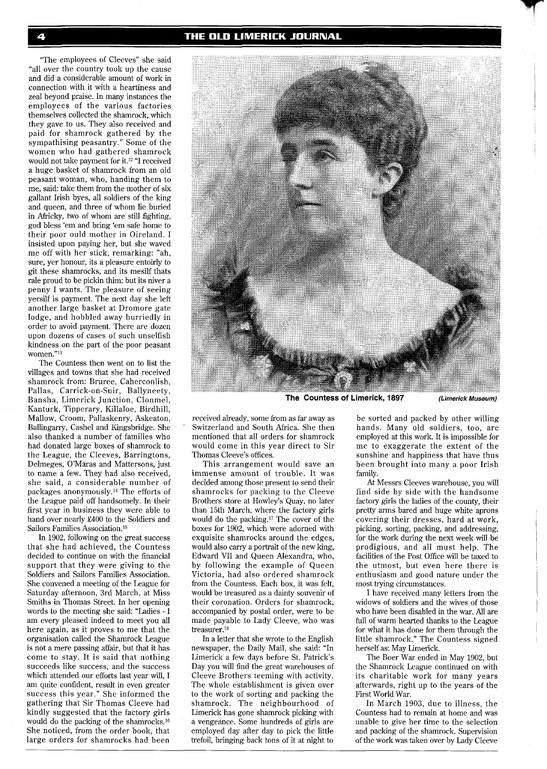"The employees of Cleeves" she said "all over the country took up the cause and did a considerable amount of work in connection with it with a heartiness and zeal beyond praise. In many instances the employees of the various factories themselves collected the shamrock, which they gave to us. They also received and paid for shamrock gathered by the sympathising peasantry." Some of the women who had gathered shamrock would not take payment for it.[12] "I received a huge basket of shamrock from an old peasant woman, who, handing them to me, said: take them from the mother of six gallant Irish byes, all soldiers of the king and queen, and three of whom lie buried in Africky, two of whom are still fighting, god bless 'em and bring 'em safe home to their poor ould mother in Oireland. I insisted upon paying her, but she waved me off with her stick, remarking: "ah, sure, yer honour, its a pleasure entoirly to git these shamrocks, and its mesilf thats rale proud to be pickin thim; but its niver a penny I wants. The pleasure of seeing yersilf is payment. The next day she left another large basket at Dromore gate lodge, and hobbled away hurriedly in order to avoid payment. There are dozen upon dozens of cases of such unselfish kindness on the part of the poor peasant women."[13]

The Countess then went on to list the villages and towns that she had received shamrock from: Bruree, Caherconlish, Pallas, Carrick-on-Suir, Ballyneety, Bansha, Limerick Junction, Clonmel, Kanturk, Tipperary, Killaloe, Birdhill, Mallow, Croom, Pallaskenry, Askeaton, Ballingarry, Cashel and Kingsbridge. She also thanked a number of families who had donated large boxes of shamrock to the League, the Cleeves, Barringtons, Delmeges, O'Maras and Mattersons, just to name a few. They had also received, she said, a considerable number of packages anonymously.[14] The efforts of the League paid off handsomely. In their first year in business they were able to hand over nearly £400 to the Soldiers and Sailors Families Association.[15]

In 1902, following on the great success that she had achieved, the Countess decided to continue on with the financial support that they were giving to the Soldiers and Sailors Families Association. She convened a meeting of the League for Saturday afternoon, 3rd March, at Miss Smiths in Thomas Street. In her opening words to the meeting she said: "Ladies - I am every pleased indeed to meet you all here again, as it proves to me that the organisation called the Shamrock League is not a mere passing affair, but that it has come to stay. It is said that nothing succeeds like success, and the success which attended our efforts last year will, I am quite confident, result in even greater success this year." She informed the gathering that Sir Thomas Cleeve had kindly suggested that the factory girls would do the packing of the shamrocks.[16] She noticed, from the order book, that large orders for shamrocks had been received already, some from as far away as Switzerland and South Africa. She then mentioned that all orders for shamrock would come in this year direct to Sir Thomas Cleeve's offices.

This arrangement would save an immense amount of trouble. It was decided among those present to send their shamrocks for packing to the Cleeve Brothers store at Howley's Quay, no later than 15th March, where the factory girls would do the packing.[17] The cover of the boxes for 1902, which were adorned with exquisite shamrocks around the edges, would also carry a portrait of the new king, Edward VII and Queen Alexandra, who, by following the example of Queen Victoria, had also ordered shamrock from the Countess. Each box, it was felt, would be treasured as a dainty souvenir of their coronation. Orders for shamrock, accompanied by postal order, were to be made payable to Lady Cleeve, who was treasurer.[18]

In a letter that she wrote to the English newspaper, the Daily Mail, she said: "In Limerick a few days before St. Patrick's Day you will find the great warehouses of Cleeve Brothers teeming with activity. The whole establishment is given over to the work of sorting and packing the shamrock. The neighbourhood of Limerick has gone shamrock picking with a vengeance. Some hundreds of girls are employed day after day to pick the little trefoil, bringing back tons of it at night to be sorted and packed by other willing hands. Many old soldiers, too, are employed at this work. It is impossible for me to exaggerate the extent of the sunshine and happiness that have thus been brought into many a poor Irish family.

At Messrs Cleeves warehouse, you will find side by side with the handsome factory girls the ladies of the county, their pretty arms bared and huge white aprons covering their dresses, hard at work, picking, sorting, packing, and addressing, for the work during the next week will be prodigious, and all must help. The facilities of the Post Office will be taxed to the utmost, but even here there is enthusiasm and good nature under the most trying circumstances.

I have received many letters from the widows of soldiers and the wives of those who have been disabled in the war. All are full of warm hearted thanks to the League for what it has done for them through the little shamrock." The Countess signed herself as: May Limerick.

The Boer War ended in May 1902, but the Shamrock League continued on with its charitable work for many years afterwards, right up to the years of the First World War.

In March 1903, due to illness, the Countess had to remain at home and was unable to give her time to the selection and packing of the shamrock. Supervision of the work was taken over by Lady Cleeve

**The Countess of Limerick, 1897** *(Limerick Museum)*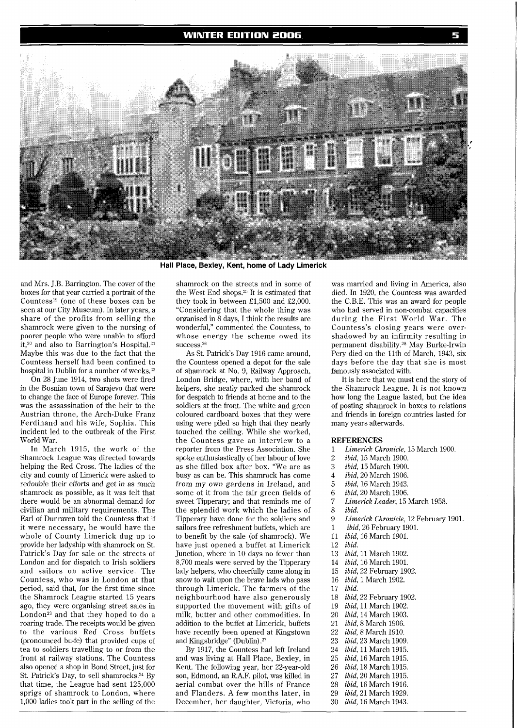Hall Place, Bexley, Kent, home of Lady Limerick

and Mrs. J.B. Barrington. The cover of the boxes for that year carried a portrait of the Countess[19] (one of these boxes can be seen at our City Museum). In later years, a share of the profits from selling the shamrock were given to the nursing of poorer people who were unable to afford it,[20] and also to Barrington's Hospital.[21] Maybe this was due to the fact that the Countess herself had been confined to hospital in Dublin for a number of weeks.[22]

On 28 June 1914, two shots were fired in the Bosnian town of Sarajevo that were to change the face of Europe forever. This was the assassination of the heir to the Austrian throne, the Arch-Duke Franz Ferdinand and his wife, Sophia. This incident led to the outbreak of the First World War.

In March 1915, the work of the Shamrock League was directed towards helping the Red Cross. The ladies of the city and county of Limerick were asked to redouble their efforts and get in as much shamrock as possible, as it was felt that there would be an abnormal demand for civilian and military requirements. The Earl of Dunraven told the Countess that if it were necessary, he would have the whole of County Limerick dug up to provide her ladyship with shamrock on St. Patrick's Day for sale on the streets of London and for dispatch to Irish soldiers and sailors on active service. The Countess, who was in London at that period, said that, for the first time since the Shamrock League started 15 years ago, they were organising street sales in London[23] and that they hoped to do a roaring trade. The receipts would be given to the various Red Cross buffets (pronounced bu-fe) that provided cups of tea to soldiers travelling to or from the front at railway stations. The Countess also opened a shop in Bond Street, just for St. Patrick's Day, to sell shamrocks.[24] By that time, the League had sent 125,000 sprigs of shamrock to London, where 1,000 ladies took part in the selling of the shamrock on the streets and in some of the West End shops.[25] It is estimated that they took in between £1,500 and £2,000. "Considering that the whole thing was organised in 8 days, I think the results are wonderful," commented the Countess, to whose energy the scheme owed its success.[26]

As St. Patrick's Day 1916 came around, the Countess opened a depot for the sale of shamrock at No. 9, Railway Approach, London Bridge, where, with her band of helpers, she neatly packed the shamrock for despatch to friends at home and to the soldiers at the front. The white and green coloured cardboard boxes that they were using were piled so high that they nearly touched the ceiling. While she worked, the Countess gave an interview to a reporter from the Press Association. She spoke enthusiastically of her labour of love as she filled box after box. "We are as busy as can be. This shamrock has come from my own gardens in Ireland, and some of it from the fair green fields of sweet Tipperary; and that reminds me of the splendid work which the ladies of Tipperary have done for the soldiers and sailors free refreshment buffets, which are to benefit by the sale (of shamrock). We have just opened a buffet at Limerick Junction, where in 10 days no fewer than 8,700 meals were served by the Tipperary lady helpers, who cheerfully came along in snow to wait upon the brave lads who pass through Limerick. The farmers of the neighbourhood have also generously supported the movement with gifts of milk, butter and other commodities. In addition to the buffet at Limerick, buffets have recently been opened at Kingstown and Kingsbridge" (Dublin).[27]

By 1917, the Countess had left Ireland and was living at Hall Place, Bexley, in Kent. The following year, her 22-year-old son, Edmond, an R.A.F. pilot, was killed in aerial combat over the hills of France and Flanders. A few months later, in December, her daughter, Victoria, who was married and living in America, also died. In 1920, the Countess was awarded the C.B.E. This was an award for people who had served in non-combat capacities during the First World War. The Countess's closing years were overshadowed by an infirmity resulting in permanent disability.[28] May Burke-Irwin Pery died on the 11th of March, 1943, six days before the day that she is most famously associated with.

It is here that we must end the story of the Shamrock League. It is not known how long the League lasted, but the idea of posting shamrock in boxes to relations and friends in foreign countries lasted for many years afterwards.

## REFERENCES

1. *Limerick Chronicle*, 15 March 1900.
2. *ibid*, 15 March 1900.
3. *ibid*, 15 March 1900.
4. *ibid*, 20 March 1906.
5. *ibid*, 16 March 1943.
6. *ibid*, 20 March 1906.
7. *Limerick Leader*, 15 March 1958.
8. *ibid*.
9. *Limerick Chronicle*, 12 February 1901.
1. *ibid*, 26 February 1901.
11. *ibid*, 16 March 1901.
12. *ibid*.
13. *ibid*, 11 March 1902.
14. *ibid*, 16 March 1901.
15. *ibid*, 22 February 1902.
16. *ibid*, 1 March 1902.
17. *ibid*.
18. *ibid*, 22 February 1902.
19. *ibid*, 11 March 1902.
20. *ibid*, 14 March 1903.
21. *ibid*, 8 March 1906.
22. *ibid*, 8 March 1910.
23. *ibid*, 23 March 1909.
24. *ibid*, 11 March 1915.
25. *ibid*, 16 March 1915.
26. *ibid*, 18 March 1915.
27. *ibid*, 20 March 1915.
28. *ibid*, 16 March 1916.
29. *ibid*, 21 March 1929.
30. *ibid*, 16 March 1943.